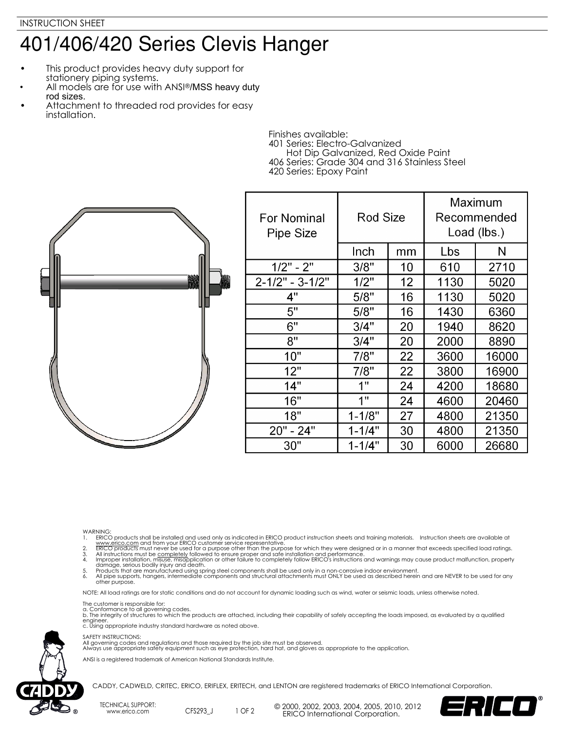INSTRUCTION SHEET

# 401/406/420 Series Clevis Hanger

- This product provides heavy duty support for stationery piping systems.
- All models are for use with ANSI®/MSS heavy duty rod sizes.
- Attachment to threaded rod provides for easy installation.

Finishes available:
401 Series: Electro-Galvanized
Hot Dip Galvanized, Red Oxide Paint
406 Series: Grade 304 and 316 Stainless Steel
420 Series: Epoxy Paint

| For Nominal Pipe Size | Rod Size | | Maximum Recommended Load (lbs.) | |
|---|---|---|---|---|
| | Inch | mm | Lbs | N |
| 1/2" - 2" | 3/8" | 10 | 610 | 2710 |
| 2-1/2" - 3-1/2" | 1/2" | 12 | 1130 | 5020 |
| 4" | 5/8" | 16 | 1130 | 5020 |
| 5" | 5/8" | 16 | 1430 | 6360 |
| 6" | 3/4" | 20 | 1940 | 8620 |
| 8" | 3/4" | 20 | 2000 | 8890 |
| 10" | 7/8" | 22 | 3600 | 16000 |
| 12" | 7/8" | 22 | 3800 | 16900 |
| 14" | 1" | 24 | 4200 | 18680 |
| 16" | 1" | 24 | 4600 | 20460 |
| 18" | 1-1/8" | 27 | 4800 | 21350 |
| 20" - 24" | 1-1/4" | 30 | 4800 | 21350 |
| 30" | 1-1/4" | 30 | 6000 | 26680 |

WARNING:

1. ERICO products shall be installed and used only as indicated in ERICO product instruction sheets and training materials. Instruction sheets are available at www.erico.com and from your ERICO customer service representative.
2. ERICO products must never be used for a purpose other than the purpose for which they were designed or in a manner that exceeds specified load ratings.
3. All instructions must be completely followed to ensure proper and safe installation and performance.
4. Improper installation, misuse, misapplication or other failure to completely follow ERICO's instructions and warnings may cause product malfunction, property damage, serious bodily injury and death.
5. Products that are manufactured using spring steel components shall be used only in a non-corrosive indoor environment.
6. All pipe supports, hangers, intermediate components and structural attachments must ONLY be used as described herein and are NEVER to be used for any other purpose.

NOTE: All load ratings are for static conditions and do not account for dynamic loading such as wind, water or seismic loads, unless otherwise noted.

The customer is responsible for:
a. Conformance to all governing codes.
b. The integrity of structures to which the products are attached, including their capability of safely accepting the loads imposed, as evaluated by a qualified engineer.
c. Using appropriate industry standard hardware as noted above.

SAFETY INSTRUCTIONS:
All governing codes and regulations and those required by the job site must be observed.
Always use appropriate safety equipment such as eye protection, hard hat, and gloves as appropriate to the application.

ANSI is a registered trademark of American National Standards Institute.

CADDY, CADWELD, CRITEC, ERICO, ERIFLEX, ERITECH, and LENTON are registered trademarks of ERICO International Corporation.

TECHNICAL SUPPORT:
www.erico.com

CFS293_J

© 2000, 2002, 2003, 2004, 2005, 2010, 2012 ERICO International Corporation.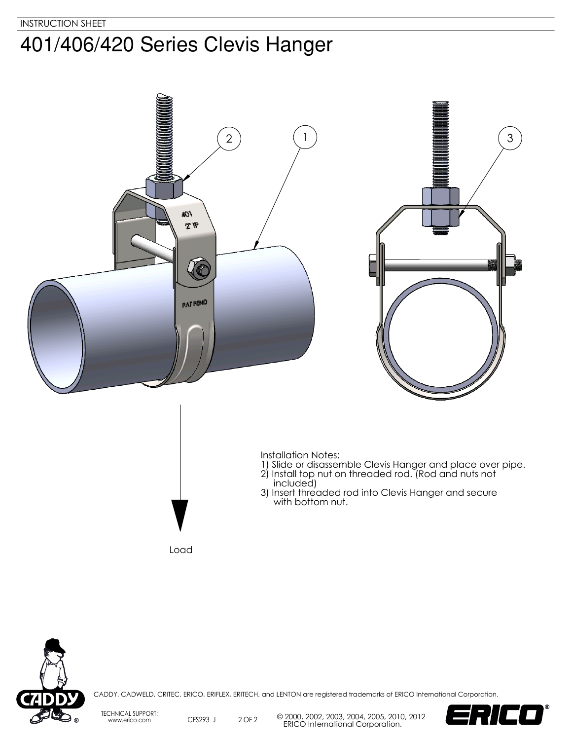INSTRUCTION SHEET

# 401/406/420 Series Clevis Hanger

2

1

3

Load

Installation Notes:

1) Slide or disassemble Clevis Hanger and place over pipe.
2) Install top nut on threaded rod. (Rod and nuts not included)
3) Insert threaded rod into Clevis Hanger and secure with bottom nut.

CADDY, CADWELD, CRITEC, ERICO, ERIFLEX, ERITECH, and LENTON are registered trademarks of ERICO International Corporation.

TECHNICAL SUPPORT:
www.erico.com

CFS293_J

© 2000, 2002, 2003, 2004, 2005, 2010, 2012 ERICO International Corporation.